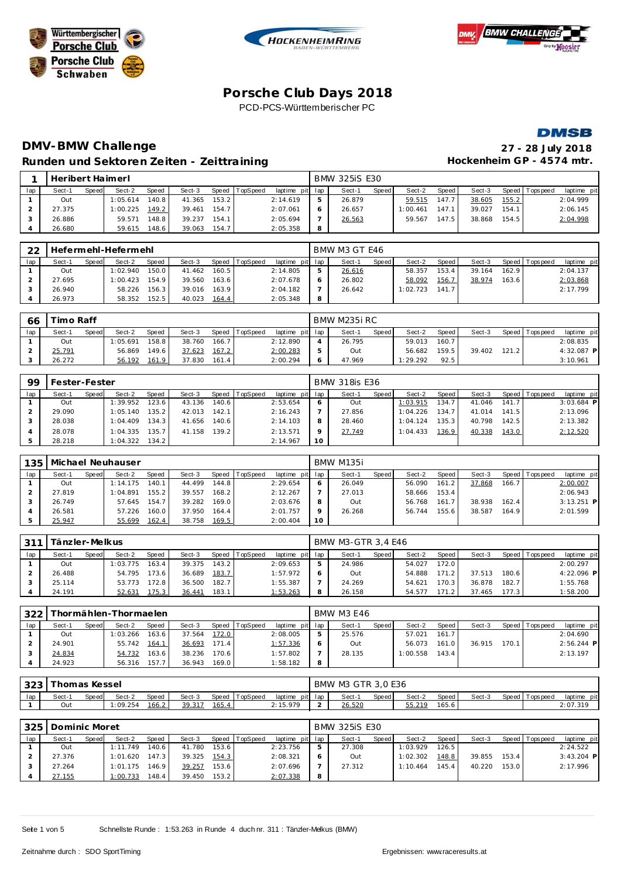# Porsche Club Days 2018

PCD-PCS-Württemberischer PC

## DMV-BMW Challenge

**Runden und Sektoren Zeiten - Zeittraining**

**27 - 28 July 2018**

**Hockenheim GP - 4574 mtr.**

### 1 Heribert Haimerl — BMW 325iS E30

| lap | Sect-1 | Speed | Sect-2 | Speed | Sect-3 | Speed | TopSpeed | laptime pit | lap | Sect-1 | Speed | Sect-2 | Speed | Sect-3 | Speed | Topspeed | laptime pit |
|---|---|---|---|---|---|---|---|---|---|---|---|---|---|---|---|---|---|
| 1 | Out | | 1:05.614 | 140.8 | 41.365 | 153.2 | | 2:14.619 | 5 | 26.879 | | 59.515 | 147.7 | 38.605 | 155.2 | | 2:04.999 |
| 2 | 27.375 | | 1:00.225 | 149.2 | 39.461 | 154.7 | | 2:07.061 | 6 | 26.657 | | 1:00.461 | 147.1 | 39.027 | 154.1 | | 2:06.145 |
| 3 | 26.886 | | 59.571 | 148.8 | 39.237 | 154.1 | | 2:05.694 | 7 | 26.563 | | 59.567 | 147.5 | 38.868 | 154.5 | | 2:04.998 |
| 4 | 26.680 | | 59.615 | 148.6 | 39.063 | 154.7 | | 2:05.358 | 8 | | | | | | | | |

### 22 Hefermehl-Hefermehl — BMW M3 GT E46

| lap | Sect-1 | Speed | Sect-2 | Speed | Sect-3 | Speed | TopSpeed | laptime pit | lap | Sect-1 | Speed | Sect-2 | Speed | Sect-3 | Speed | Topspeed | laptime pit |
|---|---|---|---|---|---|---|---|---|---|---|---|---|---|---|---|---|---|
| 1 | Out | | 1:02.940 | 150.0 | 41.462 | 160.5 | | 2:14.805 | 5 | 26.616 | | 58.357 | 153.4 | 39.164 | 162.9 | | 2:04.137 |
| 2 | 27.695 | | 1:00.423 | 154.9 | 39.560 | 163.6 | | 2:07.678 | 6 | 26.802 | | 58.092 | 156.7 | 38.974 | 163.6 | | 2:03.868 |
| 3 | 26.940 | | 58.226 | 156.3 | 39.016 | 163.9 | | 2:04.182 | 7 | 26.642 | | 1:02.723 | 141.7 | | | | 2:17.799 |
| 4 | 26.973 | | 58.352 | 152.5 | 40.023 | 164.4 | | 2:05.348 | 8 | | | | | | | | |

### 66 Timo Raff — BMW M235i RC

| lap | Sect-1 | Speed | Sect-2 | Speed | Sect-3 | Speed | TopSpeed | laptime pit | lap | Sect-1 | Speed | Sect-2 | Speed | Sect-3 | Speed | Topspeed | laptime pit |
|---|---|---|---|---|---|---|---|---|---|---|---|---|---|---|---|---|---|
| 1 | Out | | 1:05.691 | 158.8 | 38.760 | 166.7 | | 2:12.890 | 4 | 26.795 | | 59.013 | 160.7 | | | | 2:08.835 |
| 2 | 25.791 | | 56.869 | 149.6 | 37.623 | 167.2 | | 2:00.283 | 5 | Out | | 56.682 | 159.5 | 39.402 | 121.2 | | 4:32.087 P |
| 3 | 26.272 | | 56.192 | 161.9 | 37.830 | 161.4 | | 2:00.294 | 6 | 47.969 | | 1:29.292 | 92.5 | | | | 3:10.961 |

### 99 Fester-Fester — BMW 318is E36

| lap | Sect-1 | Speed | Sect-2 | Speed | Sect-3 | Speed | TopSpeed | laptime pit | lap | Sect-1 | Speed | Sect-2 | Speed | Sect-3 | Speed | Topspeed | laptime pit |
|---|---|---|---|---|---|---|---|---|---|---|---|---|---|---|---|---|---|
| 1 | Out | | 1:39.952 | 123.6 | 43.136 | 140.6 | | 2:53.654 | 6 | Out | | 1:03.915 | 134.7 | 41.046 | 141.7 | | 3:03.684 P |
| 2 | 29.090 | | 1:05.140 | 135.2 | 42.013 | 142.1 | | 2:16.243 | 7 | 27.856 | | 1:04.226 | 134.7 | 41.014 | 141.5 | | 2:13.096 |
| 3 | 28.038 | | 1:04.409 | 134.3 | 41.656 | 140.6 | | 2:14.103 | 8 | 28.460 | | 1:04.124 | 135.3 | 40.798 | 142.5 | | 2:13.382 |
| 4 | 28.078 | | 1:04.335 | 135.7 | 41.158 | 139.2 | | 2:13.571 | 9 | 27.749 | | 1:04.433 | 136.9 | 40.338 | 143.0 | | 2:12.520 |
| 5 | 28.218 | | 1:04.322 | 134.2 | | | | 2:14.967 | 10 | | | | | | | | |

### 135 Michael Neuhauser — BMW M135i

| lap | Sect-1 | Speed | Sect-2 | Speed | Sect-3 | Speed | TopSpeed | laptime pit | lap | Sect-1 | Speed | Sect-2 | Speed | Sect-3 | Speed | Topspeed | laptime pit |
|---|---|---|---|---|---|---|---|---|---|---|---|---|---|---|---|---|---|
| 1 | Out | | 1:14.175 | 140.1 | 44.499 | 144.8 | | 2:29.654 | 6 | 26.049 | | 56.090 | 161.2 | 37.868 | 166.7 | | 2:00.007 |
| 2 | 27.819 | | 1:04.891 | 155.2 | 39.557 | 168.2 | | 2:12.267 | 7 | 27.013 | | 58.666 | 153.4 | | | | 2:06.943 |
| 3 | 26.749 | | 57.645 | 154.7 | 39.282 | 169.0 | | 2:03.676 | 8 | Out | | 56.768 | 161.7 | 38.938 | 162.4 | | 3:13.251 P |
| 4 | 26.581 | | 57.226 | 160.0 | 37.950 | 164.4 | | 2:01.757 | 9 | 26.268 | | 56.744 | 155.6 | 38.587 | 164.9 | | 2:01.599 |
| 5 | 25.947 | | 55.699 | 162.4 | 38.758 | 169.5 | | 2:00.404 | 10 | | | | | | | | |

### 311 Tänzler-Melkus — BMW M3-GTR 3,4 E46

| lap | Sect-1 | Speed | Sect-2 | Speed | Sect-3 | Speed | TopSpeed | laptime pit | lap | Sect-1 | Speed | Sect-2 | Speed | Sect-3 | Speed | Topspeed | laptime pit |
|---|---|---|---|---|---|---|---|---|---|---|---|---|---|---|---|---|---|
| 1 | Out | | 1:03.775 | 163.4 | 39.375 | 143.2 | | 2:09.653 | 5 | 24.986 | | 54.027 | 172.0 | | | | 2:00.297 |
| 2 | 26.488 | | 54.795 | 173.6 | 36.689 | 183.7 | | 1:57.972 | 6 | Out | | 54.888 | 171.2 | 37.513 | 180.6 | | 4:22.096 P |
| 3 | 25.114 | | 53.773 | 172.8 | 36.500 | 182.7 | | 1:55.387 | 7 | 24.269 | | 54.621 | 170.3 | 36.878 | 182.7 | | 1:55.768 |
| 4 | 24.191 | | 52.631 | 175.3 | 36.441 | 183.1 | | 1:53.263 | 8 | 26.158 | | 54.577 | 171.2 | 37.465 | 177.3 | | 1:58.200 |

### 322 Thormählen-Thormaelen — BMW M3 E46

| lap | Sect-1 | Speed | Sect-2 | Speed | Sect-3 | Speed | TopSpeed | laptime pit | lap | Sect-1 | Speed | Sect-2 | Speed | Sect-3 | Speed | Topspeed | laptime pit |
|---|---|---|---|---|---|---|---|---|---|---|---|---|---|---|---|---|---|
| 1 | Out | | 1:03.266 | 163.6 | 37.564 | 172.0 | | 2:08.005 | 5 | 25.576 | | 57.021 | 161.7 | | | | 2:04.690 |
| 2 | 24.901 | | 55.742 | 164.1 | 36.693 | 171.4 | | 1:57.336 | 6 | Out | | 56.073 | 161.0 | 36.915 | 170.1 | | 2:56.244 P |
| 3 | 24.834 | | 54.732 | 163.6 | 38.236 | 170.6 | | 1:57.802 | 7 | 28.135 | | 1:00.558 | 143.4 | | | | 2:13.197 |
| 4 | 24.923 | | 56.316 | 157.7 | 36.943 | 169.0 | | 1:58.182 | 8 | | | | | | | | |

### 323 Thomas Kessel — BMW M3 GTR 3,0 E36

| lap | Sect-1 | Speed | Sect-2 | Speed | Sect-3 | Speed | TopSpeed | laptime pit | lap | Sect-1 | Speed | Sect-2 | Speed | Sect-3 | Speed | Topspeed | laptime pit |
|---|---|---|---|---|---|---|---|---|---|---|---|---|---|---|---|---|---|
| 1 | Out | | 1:09.254 | 166.2 | 39.317 | 165.4 | | 2:15.979 | 2 | 26.520 | | 55.219 | 165.6 | | | | 2:07.319 |

### 325 Dominic Moret — BMW 325iS E30

| lap | Sect-1 | Speed | Sect-2 | Speed | Sect-3 | Speed | TopSpeed | laptime pit | lap | Sect-1 | Speed | Sect-2 | Speed | Sect-3 | Speed | Topspeed | laptime pit |
|---|---|---|---|---|---|---|---|---|---|---|---|---|---|---|---|---|---|
| 1 | Out | | 1:11.749 | 140.6 | 41.780 | 153.6 | | 2:23.756 | 5 | 27.308 | | 1:03.929 | 126.5 | | | | 2:24.522 |
| 2 | 27.376 | | 1:01.620 | 147.3 | 39.325 | 154.3 | | 2:08.321 | 6 | Out | | 1:02.302 | 148.8 | 39.855 | 153.4 | | 3:43.204 P |
| 3 | 27.264 | | 1:01.175 | 146.9 | 39.257 | 153.6 | | 2:07.696 | 7 | 27.312 | | 1:10.464 | 145.4 | 40.220 | 153.0 | | 2:17.996 |
| 4 | 27.155 | | 1:00.733 | 148.4 | 39.450 | 153.2 | | 2:07.338 | 8 | | | | | | | | |

Schnellste Runde : 1:53.263 in Runde 4 duch nr. 311 : Tänzler-Melkus (BMW)

Zeitnahme durch : SDO SportTiming

Ergebnissen: www.raceresults.at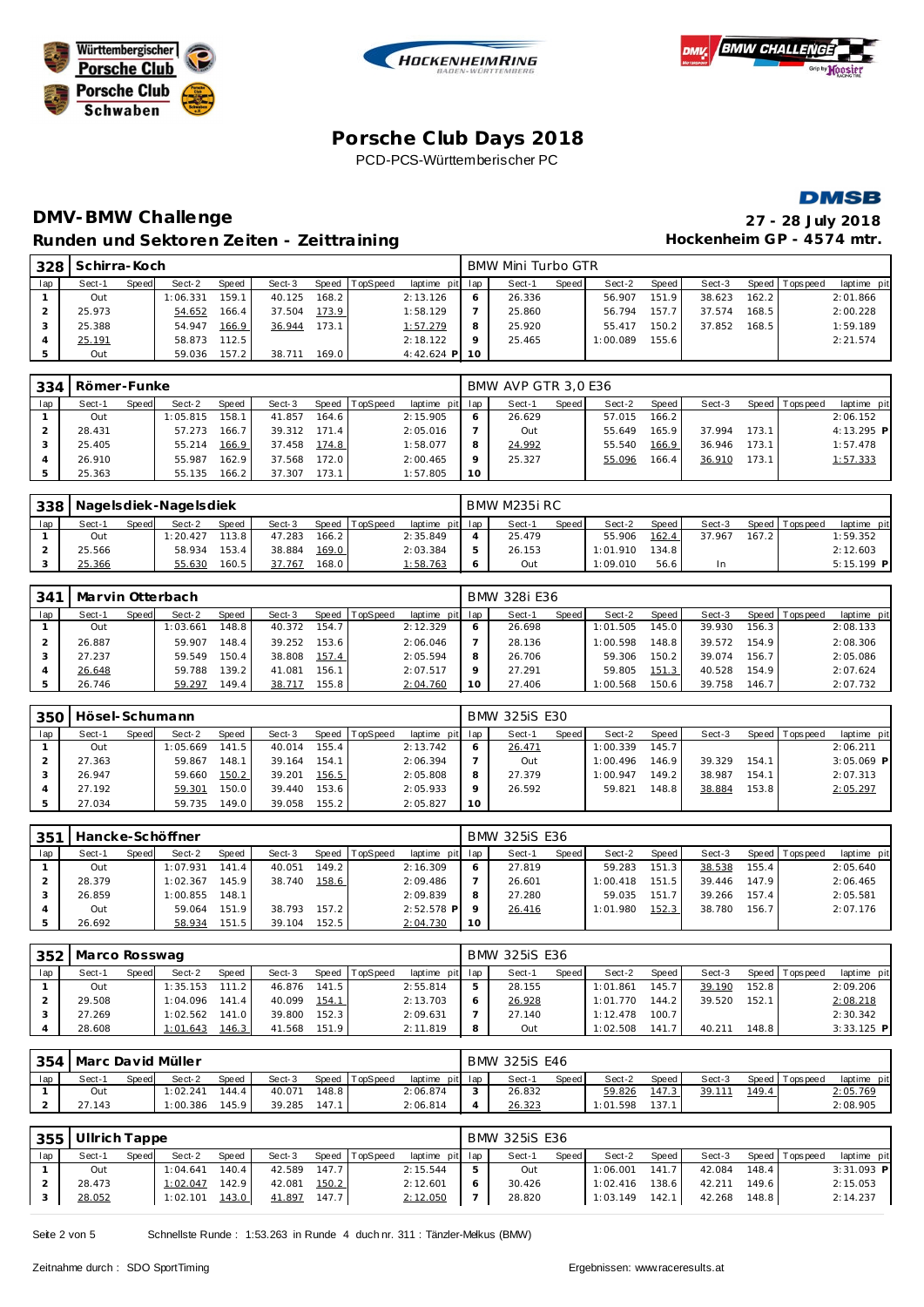# Porsche Club Days 2018

PCD-PCS-Württemberischer PC

## DMV-BMW Challenge

**27 - 28 July 2018**

### Runden und Sektoren Zeiten - Zeittraining

**Hockenheim GP - 4574 mtr.**

| 328 | Schirra-Koch | | | | | | | | BMW Mini Turbo GTR | | | | | | | | |
|---|---|---|---|---|---|---|---|---|---|---|---|---|---|---|---|---|---|
| lap | Sect-1 | Speed | Sect-2 | Speed | Sect-3 | Speed | TopSpeed | laptime pit | lap | Sect-1 | Speed | Sect-2 | Speed | Sect-3 | Speed | Topspeed | laptime pit |
| 1 | Out | | 1:06.331 | 159.1 | 40.125 | 168.2 | | 2:13.126 | 6 | 26.336 | | 56.907 | 151.9 | 38.623 | 162.2 | | 2:01.866 |
| 2 | 25.973 | | 54.652 | 166.4 | 37.504 | 173.9 | | 1:58.129 | 7 | 25.860 | | 56.794 | 157.7 | 37.574 | 168.5 | | 2:00.228 |
| 3 | 25.388 | | 54.947 | 166.9 | 36.944 | 173.1 | | 1:57.279 | 8 | 25.920 | | 55.417 | 150.2 | 37.852 | 168.5 | | 1:59.189 |
| 4 | 25.191 | | 58.873 | 112.5 | | | | 2:18.122 | 9 | 25.465 | | 1:00.089 | 155.6 | | | | 2:21.574 |
| 5 | Out | | 59.036 | 157.2 | 38.711 | 169.0 | | 4:42.624 P | 10 | | | | | | | | |

| 334 | Römer-Funke | | | | | | | | BMW AVP GTR 3,0 E36 | | | | | | | | |
|---|---|---|---|---|---|---|---|---|---|---|---|---|---|---|---|---|---|
| lap | Sect-1 | Speed | Sect-2 | Speed | Sect-3 | Speed | TopSpeed | laptime pit | lap | Sect-1 | Speed | Sect-2 | Speed | Sect-3 | Speed | Topspeed | laptime pit |
| 1 | Out | | 1:05.815 | 158.1 | 41.857 | 164.6 | | 2:15.905 | 6 | 26.629 | | 57.015 | 166.2 | | | | 2:06.152 |
| 2 | 28.431 | | 57.273 | 166.7 | 39.312 | 171.4 | | 2:05.016 | 7 | Out | | 55.649 | 165.9 | 37.994 | 173.1 | | 4:13.295 P |
| 3 | 25.405 | | 55.214 | 166.9 | 37.458 | 174.8 | | 1:58.077 | 8 | 24.992 | | 55.540 | 166.9 | 36.946 | 173.1 | | 1:57.478 |
| 4 | 26.910 | | 55.987 | 162.9 | 37.568 | 172.0 | | 2:00.465 | 9 | 25.327 | | 55.096 | 166.4 | 36.910 | 173.1 | | 1:57.333 |
| 5 | 25.363 | | 55.135 | 166.2 | 37.307 | 173.1 | | 1:57.805 | 10 | | | | | | | | |

| 338 | Nagelsdiek-Nagelsdiek | | | | | | | | BMW M235i RC | | | | | | | | |
|---|---|---|---|---|---|---|---|---|---|---|---|---|---|---|---|---|---|
| lap | Sect-1 | Speed | Sect-2 | Speed | Sect-3 | Speed | TopSpeed | laptime pit | lap | Sect-1 | Speed | Sect-2 | Speed | Sect-3 | Speed | Topspeed | laptime pit |
| 1 | Out | | 1:20.427 | 113.8 | 47.283 | 166.2 | | 2:35.849 | 4 | 25.479 | | 55.906 | 162.4 | 37.967 | 167.2 | | 1:59.352 |
| 2 | 25.566 | | 58.934 | 153.4 | 38.884 | 169.0 | | 2:03.384 | 5 | 26.153 | | 1:01.910 | 134.8 | | | | 2:12.603 |
| 3 | 25.366 | | 55.630 | 160.5 | 37.767 | 168.0 | | 1:58.763 | 6 | Out | | 1:09.010 | 56.6 | In | | | 5:15.199 P |

| 341 | Marvin Otterbach | | | | | | | | BMW 328i E36 | | | | | | | | |
|---|---|---|---|---|---|---|---|---|---|---|---|---|---|---|---|---|---|
| lap | Sect-1 | Speed | Sect-2 | Speed | Sect-3 | Speed | TopSpeed | laptime pit | lap | Sect-1 | Speed | Sect-2 | Speed | Sect-3 | Speed | Topspeed | laptime pit |
| 1 | Out | | 1:03.661 | 148.8 | 40.372 | 154.7 | | 2:12.329 | 6 | 26.698 | | 1:01.505 | 145.0 | 39.930 | 156.3 | | 2:08.133 |
| 2 | 26.887 | | 59.907 | 148.4 | 39.252 | 153.6 | | 2:06.046 | 7 | 28.136 | | 1:00.598 | 148.8 | 39.572 | 154.9 | | 2:08.306 |
| 3 | 27.237 | | 59.549 | 150.4 | 38.808 | 157.4 | | 2:05.594 | 8 | 26.706 | | 59.306 | 150.2 | 39.074 | 156.7 | | 2:05.086 |
| 4 | 26.648 | | 59.788 | 139.2 | 41.081 | 156.1 | | 2:07.517 | 9 | 27.291 | | 59.805 | 151.3 | 40.528 | 154.9 | | 2:07.624 |
| 5 | 26.746 | | 59.297 | 149.4 | 38.717 | 155.8 | | 2:04.760 | 10 | 27.406 | | 1:00.568 | 150.6 | 39.758 | 146.7 | | 2:07.732 |

| 350 | Hösel-Schumann | | | | | | | | BMW 325iS E30 | | | | | | | | |
|---|---|---|---|---|---|---|---|---|---|---|---|---|---|---|---|---|---|
| lap | Sect-1 | Speed | Sect-2 | Speed | Sect-3 | Speed | TopSpeed | laptime pit | lap | Sect-1 | Speed | Sect-2 | Speed | Sect-3 | Speed | Topspeed | laptime pit |
| 1 | Out | | 1:05.669 | 141.5 | 40.014 | 155.4 | | 2:13.742 | 6 | 26.471 | | 1:00.339 | 145.7 | | | | 2:06.211 |
| 2 | 27.363 | | 59.867 | 148.1 | 39.164 | 154.1 | | 2:06.394 | 7 | Out | | 1:00.496 | 146.9 | 39.329 | 154.1 | | 3:05.069 P |
| 3 | 26.947 | | 59.660 | 150.2 | 39.201 | 156.5 | | 2:05.808 | 8 | 27.379 | | 1:00.947 | 149.2 | 38.987 | 154.1 | | 2:07.313 |
| 4 | 27.192 | | 59.301 | 150.0 | 39.440 | 153.6 | | 2:05.933 | 9 | 26.592 | | 59.821 | 148.8 | 38.884 | 153.8 | | 2:05.297 |
| 5 | 27.034 | | 59.735 | 149.0 | 39.058 | 155.2 | | 2:05.827 | 10 | | | | | | | | |

| 351 | Hancke-Schöffner | | | | | | | | BMW 325iS E36 | | | | | | | | |
|---|---|---|---|---|---|---|---|---|---|---|---|---|---|---|---|---|---|
| lap | Sect-1 | Speed | Sect-2 | Speed | Sect-3 | Speed | TopSpeed | laptime pit | lap | Sect-1 | Speed | Sect-2 | Speed | Sect-3 | Speed | Topspeed | laptime pit |
| 1 | Out | | 1:07.931 | 141.4 | 40.051 | 149.2 | | 2:16.309 | 6 | 27.819 | | 59.283 | 151.3 | 38.538 | 155.4 | | 2:05.640 |
| 2 | 28.379 | | 1:02.367 | 145.9 | 38.740 | 158.6 | | 2:09.486 | 7 | 26.601 | | 1:00.418 | 151.5 | 39.446 | 147.9 | | 2:06.465 |
| 3 | 26.859 | | 1:00.855 | 148.1 | | | | 2:09.839 | 8 | 27.280 | | 59.035 | 151.7 | 39.266 | 157.4 | | 2:05.581 |
| 4 | Out | | 59.064 | 151.9 | 38.793 | 157.2 | | 2:52.578 P | 9 | 26.416 | | 1:01.980 | 152.3 | 38.780 | 156.7 | | 2:07.176 |
| 5 | 26.692 | | 58.934 | 151.5 | 39.104 | 152.5 | | 2:04.730 | 10 | | | | | | | | |

| 352 | Marco Rosswag | | | | | | | | BMW 325iS E36 | | | | | | | | |
|---|---|---|---|---|---|---|---|---|---|---|---|---|---|---|---|---|---|
| lap | Sect-1 | Speed | Sect-2 | Speed | Sect-3 | Speed | TopSpeed | laptime pit | lap | Sect-1 | Speed | Sect-2 | Speed | Sect-3 | Speed | Topspeed | laptime pit |
| 1 | Out | | 1:35.153 | 111.2 | 46.876 | 141.5 | | 2:55.814 | 5 | 28.155 | | 1:01.861 | 145.7 | 39.190 | 152.8 | | 2:09.206 |
| 2 | 29.508 | | 1:04.096 | 141.4 | 40.099 | 154.1 | | 2:13.703 | 6 | 26.928 | | 1:01.770 | 144.2 | 39.520 | 152.1 | | 2:08.218 |
| 3 | 27.269 | | 1:02.562 | 141.0 | 39.800 | 152.3 | | 2:09.631 | 7 | 27.140 | | 1:12.478 | 100.7 | | | | 2:30.342 |
| 4 | 28.608 | | 1:01.643 | 146.3 | 41.568 | 151.9 | | 2:11.819 | 8 | Out | | 1:02.508 | 141.7 | 40.211 | 148.8 | | 3:33.125 P |

| 354 | Marc David Müller | | | | | | | | BMW 325iS E46 | | | | | | | | |
|---|---|---|---|---|---|---|---|---|---|---|---|---|---|---|---|---|---|
| lap | Sect-1 | Speed | Sect-2 | Speed | Sect-3 | Speed | TopSpeed | laptime pit | lap | Sect-1 | Speed | Sect-2 | Speed | Sect-3 | Speed | Topspeed | laptime pit |
| 1 | Out | | 1:02.241 | 144.4 | 40.071 | 148.8 | | 2:06.874 | 3 | 26.832 | | 59.826 | 147.3 | 39.111 | 149.4 | | 2:05.769 |
| 2 | 27.143 | | 1:00.386 | 145.9 | 39.285 | 147.1 | | 2:06.814 | 4 | 26.323 | | 1:01.598 | 137.1 | | | | 2:08.905 |

| 355 | Ullrich Tappe | | | | | | | | BMW 325iS E36 | | | | | | | | |
|---|---|---|---|---|---|---|---|---|---|---|---|---|---|---|---|---|---|
| lap | Sect-1 | Speed | Sect-2 | Speed | Sect-3 | Speed | TopSpeed | laptime pit | lap | Sect-1 | Speed | Sect-2 | Speed | Sect-3 | Speed | Topspeed | laptime pit |
| 1 | Out | | 1:04.641 | 140.4 | 42.589 | 147.7 | | 2:15.544 | 5 | Out | | 1:06.001 | 141.7 | 42.084 | 148.4 | | 3:31.093 P |
| 2 | 28.473 | | 1:02.047 | 142.9 | 42.081 | 150.2 | | 2:12.601 | 6 | 30.426 | | 1:02.416 | 138.6 | 42.211 | 149.6 | | 2:15.053 |
| 3 | 28.052 | | 1:02.101 | 143.0 | 41.897 | 147.7 | | 2:12.050 | 7 | 28.820 | | 1:03.149 | 142.1 | 42.268 | 148.8 | | 2:14.237 |

Schnellste Runde : 1:53.263 in Runde 4 duch nr. 311 : Tänzler-Melkus (BMW)

Zeitnahme durch : SDO SportTiming

Ergebnissen: www.raceresults.at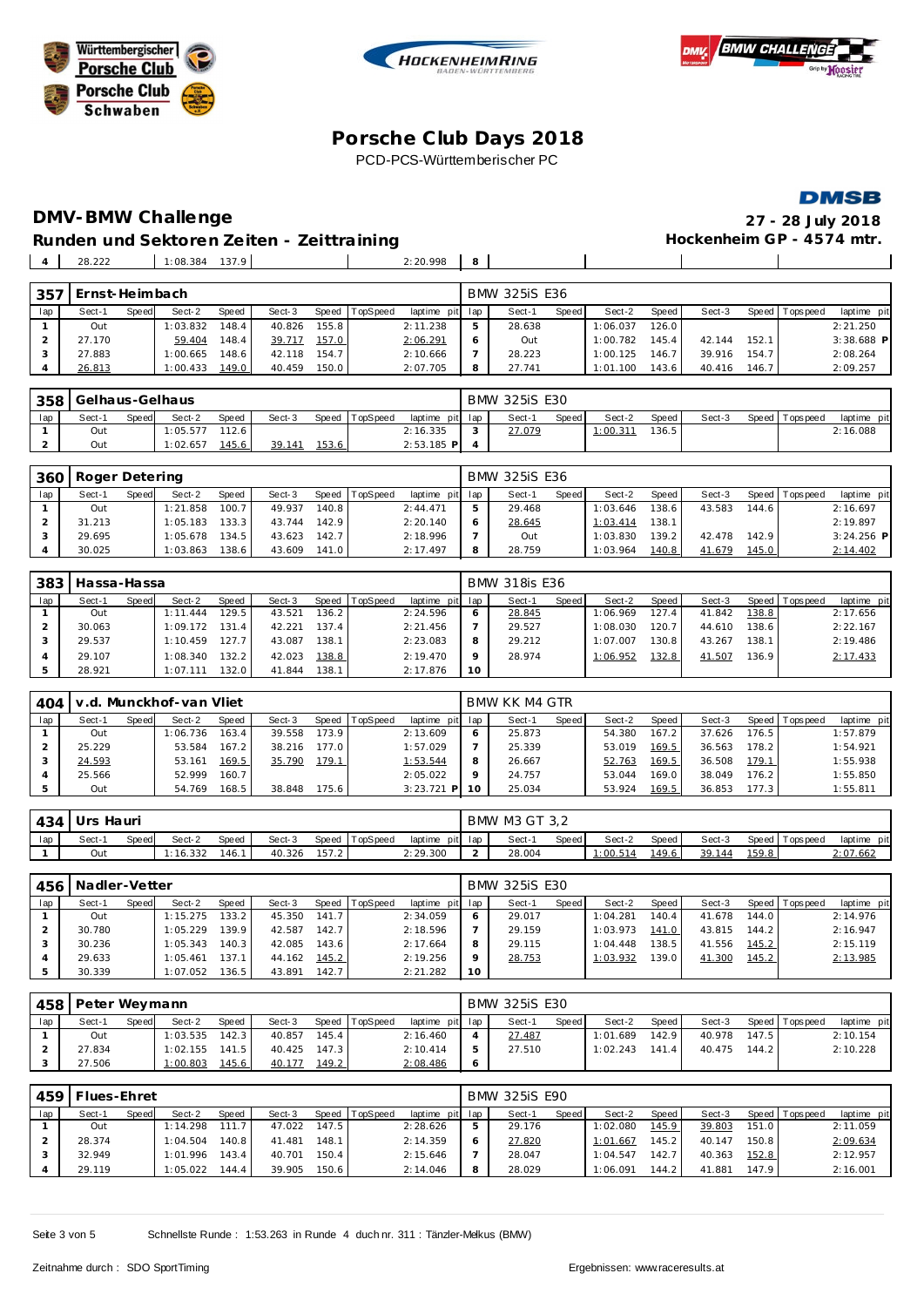# Porsche Club Days 2018

PCD-PCS-Württemberischer PC

## DMV-BMW Challenge

**27 - 28 July 2018**

### Runden und Sektoren Zeiten - Zeittraining

**Hockenheim GP - 4574 mtr.**

| lap | Sect-1 | Speed | Sect-2 | Speed | Sect-3 | Speed | TopSpeed | laptime pit | lap | Sect-1 | Speed | Sect-2 | Speed | Sect-3 | Speed | Topspeed | laptime pit |
|---|---|---|---|---|---|---|---|---|---|---|---|---|---|---|---|---|---|
| 4 | 28.222 | | 1:08.384 | 137.9 | | | | 2:20.998 | 8 | | | | | | | | |

**357 Ernst-Heimbach** — BMW 325iS E36

| lap | Sect-1 | Speed | Sect-2 | Speed | Sect-3 | Speed | TopSpeed | laptime pit | lap | Sect-1 | Speed | Sect-2 | Speed | Sect-3 | Speed | Topspeed | laptime pit |
|---|---|---|---|---|---|---|---|---|---|---|---|---|---|---|---|---|---|
| 1 | Out | | 1:03.832 | 148.4 | 40.826 | 155.8 | | 2:11.238 | 5 | 28.638 | | 1:06.037 | 126.0 | | | | 2:21.250 |
| 2 | 27.170 | | 59.404 | 148.4 | 39.717 | 157.0 | | 2:06.291 | 6 | Out | | 1:00.782 | 145.4 | 42.144 | 152.1 | | 3:38.688 P |
| 3 | 27.883 | | 1:00.665 | 148.6 | 42.118 | 154.7 | | 2:10.666 | 7 | 28.223 | | 1:00.125 | 146.7 | 39.916 | 154.7 | | 2:08.264 |
| 4 | 26.813 | | 1:00.433 | 149.0 | 40.459 | 150.0 | | 2:07.705 | 8 | 27.741 | | 1:01.100 | 143.6 | 40.416 | 146.7 | | 2:09.257 |

**358 Gelhaus-Gelhaus** — BMW 325iS E30

| lap | Sect-1 | Speed | Sect-2 | Speed | Sect-3 | Speed | TopSpeed | laptime pit | lap | Sect-1 | Speed | Sect-2 | Speed | Sect-3 | Speed | Topspeed | laptime pit |
|---|---|---|---|---|---|---|---|---|---|---|---|---|---|---|---|---|---|
| 1 | Out | | 1:05.577 | 112.6 | | | | 2:16.335 | 3 | 27.079 | | 1:00.311 | 136.5 | | | | 2:16.088 |
| 2 | Out | | 1:02.657 | 145.6 | 39.141 | 153.6 | | 2:53.185 P | 4 | | | | | | | | |

**360 Roger Detering** — BMW 325iS E36

| lap | Sect-1 | Speed | Sect-2 | Speed | Sect-3 | Speed | TopSpeed | laptime pit | lap | Sect-1 | Speed | Sect-2 | Speed | Sect-3 | Speed | Topspeed | laptime pit |
|---|---|---|---|---|---|---|---|---|---|---|---|---|---|---|---|---|---|
| 1 | Out | | 1:21.858 | 100.7 | 49.937 | 140.8 | | 2:44.471 | 5 | 29.468 | | 1:03.646 | 138.6 | 43.583 | 144.6 | | 2:16.697 |
| 2 | 31.213 | | 1:05.183 | 133.3 | 43.744 | 142.9 | | 2:20.140 | 6 | 28.645 | | 1:03.414 | 138.1 | | | | 2:19.897 |
| 3 | 29.695 | | 1:05.678 | 134.5 | 43.623 | 142.7 | | 2:18.996 | 7 | Out | | 1:03.830 | 139.2 | 42.478 | 142.9 | | 3:24.256 P |
| 4 | 30.025 | | 1:03.863 | 138.6 | 43.609 | 141.0 | | 2:17.497 | 8 | 28.759 | | 1:03.964 | 140.8 | 41.679 | 145.0 | | 2:14.402 |

**383 Hassa-Hassa** — BMW 318is E36

| lap | Sect-1 | Speed | Sect-2 | Speed | Sect-3 | Speed | TopSpeed | laptime pit | lap | Sect-1 | Speed | Sect-2 | Speed | Sect-3 | Speed | Topspeed | laptime pit |
|---|---|---|---|---|---|---|---|---|---|---|---|---|---|---|---|---|---|
| 1 | Out | | 1:11.444 | 129.5 | 43.521 | 136.2 | | 2:24.596 | 6 | 28.845 | | 1:06.969 | 127.4 | 41.842 | 138.8 | | 2:17.656 |
| 2 | 30.063 | | 1:09.172 | 131.4 | 42.221 | 137.4 | | 2:21.456 | 7 | 29.527 | | 1:08.030 | 120.7 | 44.610 | 138.6 | | 2:22.167 |
| 3 | 29.537 | | 1:10.459 | 127.7 | 43.087 | 138.1 | | 2:23.083 | 8 | 29.212 | | 1:07.007 | 130.8 | 43.267 | 138.1 | | 2:19.486 |
| 4 | 29.107 | | 1:08.340 | 132.2 | 42.023 | 138.8 | | 2:19.470 | 9 | 28.974 | | 1:06.952 | 132.8 | 41.507 | 136.9 | | 2:17.433 |
| 5 | 28.921 | | 1:07.111 | 132.0 | 41.844 | 138.1 | | 2:17.876 | 10 | | | | | | | | |

**404 v.d. Munckhof-van Vliet** — BMW KK M4 GTR

| lap | Sect-1 | Speed | Sect-2 | Speed | Sect-3 | Speed | TopSpeed | laptime pit | lap | Sect-1 | Speed | Sect-2 | Speed | Sect-3 | Speed | Topspeed | laptime pit |
|---|---|---|---|---|---|---|---|---|---|---|---|---|---|---|---|---|---|
| 1 | Out | | 1:06.736 | 163.4 | 39.558 | 173.9 | | 2:13.609 | 6 | 25.873 | | 54.380 | 167.2 | 37.626 | 176.5 | | 1:57.879 |
| 2 | 25.229 | | 53.584 | 167.2 | 38.216 | 177.0 | | 1:57.029 | 7 | 25.339 | | 53.019 | 169.5 | 36.563 | 178.2 | | 1:54.921 |
| 3 | 24.593 | | 53.161 | 169.5 | 35.790 | 179.1 | | 1:53.544 | 8 | 26.667 | | 52.763 | 169.5 | 36.508 | 179.1 | | 1:55.938 |
| 4 | 25.566 | | 52.999 | 160.7 | | | | 2:05.022 | 9 | 24.757 | | 53.044 | 169.0 | 38.049 | 176.2 | | 1:55.850 |
| 5 | Out | | 54.769 | 168.5 | 38.848 | 175.6 | | 3:23.721 P | 10 | 25.034 | | 53.924 | 169.5 | 36.853 | 177.3 | | 1:55.811 |

**434 Urs Hauri** — BMW M3 GT 3,2

| lap | Sect-1 | Speed | Sect-2 | Speed | Sect-3 | Speed | TopSpeed | laptime pit | lap | Sect-1 | Speed | Sect-2 | Speed | Sect-3 | Speed | Topspeed | laptime pit |
|---|---|---|---|---|---|---|---|---|---|---|---|---|---|---|---|---|---|
| 1 | Out | | 1:16.332 | 146.1 | 40.326 | 157.2 | | 2:29.300 | 2 | 28.004 | | 1:00.514 | 149.6 | 39.144 | 159.8 | | 2:07.662 |

**456 Nadler-Vetter** — BMW 325iS E30

| lap | Sect-1 | Speed | Sect-2 | Speed | Sect-3 | Speed | TopSpeed | laptime pit | lap | Sect-1 | Speed | Sect-2 | Speed | Sect-3 | Speed | Topspeed | laptime pit |
|---|---|---|---|---|---|---|---|---|---|---|---|---|---|---|---|---|---|
| 1 | Out | | 1:15.275 | 133.2 | 45.350 | 141.7 | | 2:34.059 | 6 | 29.017 | | 1:04.281 | 140.4 | 41.678 | 144.0 | | 2:14.976 |
| 2 | 30.780 | | 1:05.229 | 139.9 | 42.587 | 142.7 | | 2:18.596 | 7 | 29.159 | | 1:03.973 | 141.0 | 43.815 | 144.2 | | 2:16.947 |
| 3 | 30.236 | | 1:05.343 | 140.3 | 42.085 | 143.6 | | 2:17.664 | 8 | 29.115 | | 1:04.448 | 138.5 | 41.556 | 145.2 | | 2:15.119 |
| 4 | 29.633 | | 1:05.461 | 137.1 | 44.162 | 145.2 | | 2:19.256 | 9 | 28.753 | | 1:03.932 | 139.0 | 41.300 | 145.2 | | 2:13.985 |
| 5 | 30.339 | | 1:07.052 | 136.5 | 43.891 | 142.7 | | 2:21.282 | 10 | | | | | | | | |

**458 Peter Weymann** — BMW 325iS E30

| lap | Sect-1 | Speed | Sect-2 | Speed | Sect-3 | Speed | TopSpeed | laptime pit | lap | Sect-1 | Speed | Sect-2 | Speed | Sect-3 | Speed | Topspeed | laptime pit |
|---|---|---|---|---|---|---|---|---|---|---|---|---|---|---|---|---|---|
| 1 | Out | | 1:03.535 | 142.3 | 40.857 | 145.4 | | 2:16.460 | 4 | 27.487 | | 1:01.689 | 142.9 | 40.978 | 147.5 | | 2:10.154 |
| 2 | 27.834 | | 1:02.155 | 141.5 | 40.425 | 147.3 | | 2:10.414 | 5 | 27.510 | | 1:02.243 | 141.4 | 40.475 | 144.2 | | 2:10.228 |
| 3 | 27.506 | | 1:00.803 | 145.6 | 40.177 | 149.2 | | 2:08.486 | 6 | | | | | | | | |

**459 Flues-Ehret** — BMW 325iS E90

| lap | Sect-1 | Speed | Sect-2 | Speed | Sect-3 | Speed | TopSpeed | laptime pit | lap | Sect-1 | Speed | Sect-2 | Speed | Sect-3 | Speed | Topspeed | laptime pit |
|---|---|---|---|---|---|---|---|---|---|---|---|---|---|---|---|---|---|
| 1 | Out | | 1:14.298 | 111.7 | 47.022 | 147.5 | | 2:28.626 | 5 | 29.176 | | 1:02.080 | 145.9 | 39.803 | 151.0 | | 2:11.059 |
| 2 | 28.374 | | 1:04.504 | 140.8 | 41.481 | 148.1 | | 2:14.359 | 6 | 27.820 | | 1:01.667 | 145.2 | 40.147 | 150.8 | | 2:09.634 |
| 3 | 32.949 | | 1:01.996 | 143.4 | 40.701 | 150.4 | | 2:15.646 | 7 | 28.047 | | 1:04.547 | 142.7 | 40.363 | 152.8 | | 2:12.957 |
| 4 | 29.119 | | 1:05.022 | 144.4 | 39.905 | 150.6 | | 2:14.046 | 8 | 28.029 | | 1:06.091 | 144.2 | 41.881 | 147.9 | | 2:16.001 |

Schnellste Runde : 1:53.263 in Runde 4 duch nr. 311 : Tänzler-Melkus (BMW)

Zeitnahme durch : SDO SportTiming

Ergebnissen: www.raceresults.at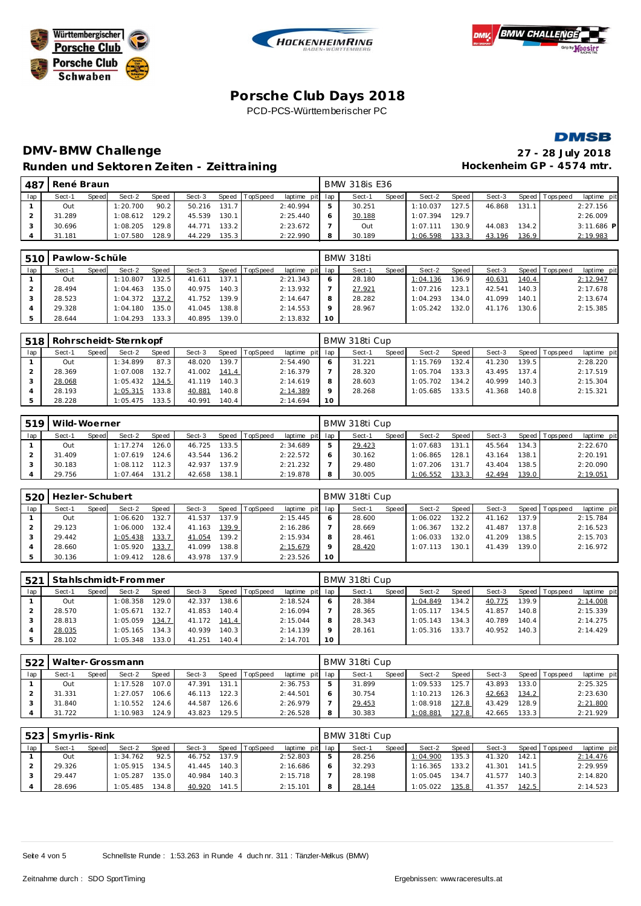# Porsche Club Days 2018

PCD-PCS-Württemberischer PC

## DMV-BMW Challenge

**27 - 28 July 2018**

### Runden und Sektoren Zeiten - Zeittraining

**Hockenheim GP - 4574 mtr.**

| 487 | René Braun | | | | | | | | BMW 318is E36 | | | | | | | | |
|---|---|---|---|---|---|---|---|---|---|---|---|---|---|---|---|---|---|
| lap | Sect-1 | Speed | Sect-2 | Speed | Sect-3 | Speed | TopSpeed | laptime pit | lap | Sect-1 | Speed | Sect-2 | Speed | Sect-3 | Speed | Topspeed | laptime pit |
| 1 | Out | | 1:20.700 | 90.2 | 50.216 | 131.7 | | 2:40.994 | 5 | 30.251 | | 1:10.037 | 127.5 | 46.868 | 131.1 | | 2:27.156 |
| 2 | 31.289 | | 1:08.612 | 129.2 | 45.539 | 130.1 | | 2:25.440 | 6 | 30.188 | | 1:07.394 | 129.7 | | | | 2:26.009 |
| 3 | 30.696 | | 1:08.205 | 129.8 | 44.771 | 133.2 | | 2:23.672 | 7 | Out | | 1:07.111 | 130.9 | 44.083 | 134.2 | | 3:11.686 P |
| 4 | 31.181 | | 1:07.580 | 128.9 | 44.229 | 135.3 | | 2:22.990 | 8 | 30.189 | | 1:06.598 | 133.3 | 43.196 | 136.9 | | 2:19.983 |

| 510 | Pawlow-Schüle | | | | | | | | BMW 318ti | | | | | | | | |
|---|---|---|---|---|---|---|---|---|---|---|---|---|---|---|---|---|---|
| lap | Sect-1 | Speed | Sect-2 | Speed | Sect-3 | Speed | TopSpeed | laptime pit | lap | Sect-1 | Speed | Sect-2 | Speed | Sect-3 | Speed | Topspeed | laptime pit |
| 1 | Out | | 1:10.807 | 132.5 | 41.611 | 137.1 | | 2:21.343 | 6 | 28.180 | | 1:04.136 | 136.9 | 40.631 | 140.4 | | 2:12.947 |
| 2 | 28.494 | | 1:04.463 | 135.0 | 40.975 | 140.3 | | 2:13.932 | 7 | 27.921 | | 1:07.216 | 123.1 | 42.541 | 140.3 | | 2:17.678 |
| 3 | 28.523 | | 1:04.372 | 137.2 | 41.752 | 139.9 | | 2:14.647 | 8 | 28.282 | | 1:04.293 | 134.0 | 41.099 | 140.1 | | 2:13.674 |
| 4 | 29.328 | | 1:04.180 | 135.0 | 41.045 | 138.8 | | 2:14.553 | 9 | 28.967 | | 1:05.242 | 132.0 | 41.176 | 130.6 | | 2:15.385 |
| 5 | 28.644 | | 1:04.293 | 133.3 | 40.895 | 139.0 | | 2:13.832 | 10 | | | | | | | | |

| 518 | Rohrscheidt-Sternkopf | | | | | | | | BMW 318ti Cup | | | | | | | | |
|---|---|---|---|---|---|---|---|---|---|---|---|---|---|---|---|---|---|
| lap | Sect-1 | Speed | Sect-2 | Speed | Sect-3 | Speed | TopSpeed | laptime pit | lap | Sect-1 | Speed | Sect-2 | Speed | Sect-3 | Speed | Topspeed | laptime pit |
| 1 | Out | | 1:34.899 | 87.3 | 48.020 | 139.7 | | 2:54.490 | 6 | 31.221 | | 1:15.769 | 132.4 | 41.230 | 139.5 | | 2:28.220 |
| 2 | 28.369 | | 1:07.008 | 132.7 | 41.002 | 141.4 | | 2:16.379 | 7 | 28.320 | | 1:05.704 | 133.3 | 43.495 | 137.4 | | 2:17.519 |
| 3 | 28.068 | | 1:05.432 | 134.5 | 41.119 | 140.3 | | 2:14.619 | 8 | 28.603 | | 1:05.702 | 134.2 | 40.999 | 140.3 | | 2:15.304 |
| 4 | 28.193 | | 1:05.315 | 133.8 | 40.881 | 140.8 | | 2:14.389 | 9 | 28.268 | | 1:05.685 | 133.5 | 41.368 | 140.8 | | 2:15.321 |
| 5 | 28.228 | | 1:05.475 | 133.5 | 40.991 | 140.4 | | 2:14.694 | 10 | | | | | | | | |

| 519 | Wild-Woerner | | | | | | | | BMW 318ti Cup | | | | | | | | |
|---|---|---|---|---|---|---|---|---|---|---|---|---|---|---|---|---|---|
| lap | Sect-1 | Speed | Sect-2 | Speed | Sect-3 | Speed | TopSpeed | laptime pit | lap | Sect-1 | Speed | Sect-2 | Speed | Sect-3 | Speed | Topspeed | laptime pit |
| 1 | Out | | 1:17.274 | 126.0 | 46.725 | 133.5 | | 2:34.689 | 5 | 29.423 | | 1:07.683 | 131.1 | 45.564 | 134.3 | | 2:22.670 |
| 2 | 31.409 | | 1:07.619 | 124.6 | 43.544 | 136.2 | | 2:22.572 | 6 | 30.162 | | 1:06.865 | 128.1 | 43.164 | 138.1 | | 2:20.191 |
| 3 | 30.183 | | 1:08.112 | 112.3 | 42.937 | 137.9 | | 2:21.232 | 7 | 29.480 | | 1:07.206 | 131.7 | 43.404 | 138.5 | | 2:20.090 |
| 4 | 29.756 | | 1:07.464 | 131.2 | 42.658 | 138.1 | | 2:19.878 | 8 | 30.005 | | 1:06.552 | 133.3 | 42.494 | 139.0 | | 2:19.051 |

| 520 | Hezler-Schubert | | | | | | | | BMW 318ti Cup | | | | | | | | |
|---|---|---|---|---|---|---|---|---|---|---|---|---|---|---|---|---|---|
| lap | Sect-1 | Speed | Sect-2 | Speed | Sect-3 | Speed | TopSpeed | laptime pit | lap | Sect-1 | Speed | Sect-2 | Speed | Sect-3 | Speed | Topspeed | laptime pit |
| 1 | Out | | 1:06.620 | 132.7 | 41.537 | 137.9 | | 2:15.445 | 6 | 28.600 | | 1:06.022 | 132.2 | 41.162 | 137.9 | | 2:15.784 |
| 2 | 29.123 | | 1:06.000 | 132.4 | 41.163 | 139.9 | | 2:16.286 | 7 | 28.669 | | 1:06.367 | 132.2 | 41.487 | 137.8 | | 2:16.523 |
| 3 | 29.442 | | 1:05.438 | 133.7 | 41.054 | 139.2 | | 2:15.934 | 8 | 28.461 | | 1:06.033 | 132.0 | 41.209 | 138.5 | | 2:15.703 |
| 4 | 28.660 | | 1:05.920 | 133.7 | 41.099 | 138.8 | | 2:15.679 | 9 | 28.420 | | 1:07.113 | 130.1 | 41.439 | 139.0 | | 2:16.972 |
| 5 | 30.136 | | 1:09.412 | 128.6 | 43.978 | 137.9 | | 2:23.526 | 10 | | | | | | | | |

| 521 | Stahlschmidt-Frommer | | | | | | | | BMW 318ti Cup | | | | | | | | |
|---|---|---|---|---|---|---|---|---|---|---|---|---|---|---|---|---|---|
| lap | Sect-1 | Speed | Sect-2 | Speed | Sect-3 | Speed | TopSpeed | laptime pit | lap | Sect-1 | Speed | Sect-2 | Speed | Sect-3 | Speed | Topspeed | laptime pit |
| 1 | Out | | 1:08.358 | 129.0 | 42.337 | 138.6 | | 2:18.524 | 6 | 28.384 | | 1:04.849 | 134.2 | 40.775 | 139.9 | | 2:14.008 |
| 2 | 28.570 | | 1:05.671 | 132.7 | 41.853 | 140.4 | | 2:16.094 | 7 | 28.365 | | 1:05.117 | 134.5 | 41.857 | 140.8 | | 2:15.339 |
| 3 | 28.813 | | 1:05.059 | 134.7 | 41.172 | 141.4 | | 2:15.044 | 8 | 28.343 | | 1:05.143 | 134.3 | 40.789 | 140.4 | | 2:14.275 |
| 4 | 28.035 | | 1:05.165 | 134.3 | 40.939 | 140.3 | | 2:14.139 | 9 | 28.161 | | 1:05.316 | 133.7 | 40.952 | 140.3 | | 2:14.429 |
| 5 | 28.102 | | 1:05.348 | 133.0 | 41.251 | 140.4 | | 2:14.701 | 10 | | | | | | | | |

| 522 | Walter-Grossmann | | | | | | | | BMW 318ti Cup | | | | | | | | |
|---|---|---|---|---|---|---|---|---|---|---|---|---|---|---|---|---|---|
| lap | Sect-1 | Speed | Sect-2 | Speed | Sect-3 | Speed | TopSpeed | laptime pit | lap | Sect-1 | Speed | Sect-2 | Speed | Sect-3 | Speed | Topspeed | laptime pit |
| 1 | Out | | 1:17.528 | 107.0 | 47.391 | 131.1 | | 2:36.753 | 5 | 31.899 | | 1:09.533 | 125.7 | 43.893 | 133.0 | | 2:25.325 |
| 2 | 31.331 | | 1:27.057 | 106.6 | 46.113 | 122.3 | | 2:44.501 | 6 | 30.754 | | 1:10.213 | 126.3 | 42.663 | 134.2 | | 2:23.630 |
| 3 | 31.840 | | 1:10.552 | 124.6 | 44.587 | 126.6 | | 2:26.979 | 7 | 29.453 | | 1:08.918 | 127.8 | 43.429 | 128.9 | | 2:21.800 |
| 4 | 31.722 | | 1:10.983 | 124.9 | 43.823 | 129.5 | | 2:26.528 | 8 | 30.383 | | 1:08.881 | 127.8 | 42.665 | 133.3 | | 2:21.929 |

| 523 | Smyrlis-Rink | | | | | | | | BMW 318ti Cup | | | | | | | | |
|---|---|---|---|---|---|---|---|---|---|---|---|---|---|---|---|---|---|
| lap | Sect-1 | Speed | Sect-2 | Speed | Sect-3 | Speed | TopSpeed | laptime pit | lap | Sect-1 | Speed | Sect-2 | Speed | Sect-3 | Speed | Topspeed | laptime pit |
| 1 | Out | | 1:34.762 | 92.5 | 46.752 | 137.9 | | 2:52.803 | 5 | 28.256 | | 1:04.900 | 135.3 | 41.320 | 142.1 | | 2:14.476 |
| 2 | 29.326 | | 1:05.915 | 134.5 | 41.445 | 140.3 | | 2:16.686 | 6 | 32.293 | | 1:16.365 | 133.2 | 41.301 | 141.5 | | 2:29.959 |
| 3 | 29.447 | | 1:05.287 | 135.0 | 40.984 | 140.3 | | 2:15.718 | 7 | 28.198 | | 1:05.045 | 134.7 | 41.577 | 140.3 | | 2:14.820 |
| 4 | 28.696 | | 1:05.485 | 134.8 | 40.920 | 141.5 | | 2:15.101 | 8 | 28.144 | | 1:05.022 | 135.8 | 41.357 | 142.5 | | 2:14.523 |

Schnellste Runde : 1:53.263 in Runde 4 duch nr. 311 : Tänzler-Melkus (BMW)

Zeitnahme durch : SDO SportTiming

Ergebnissen: www.raceresults.at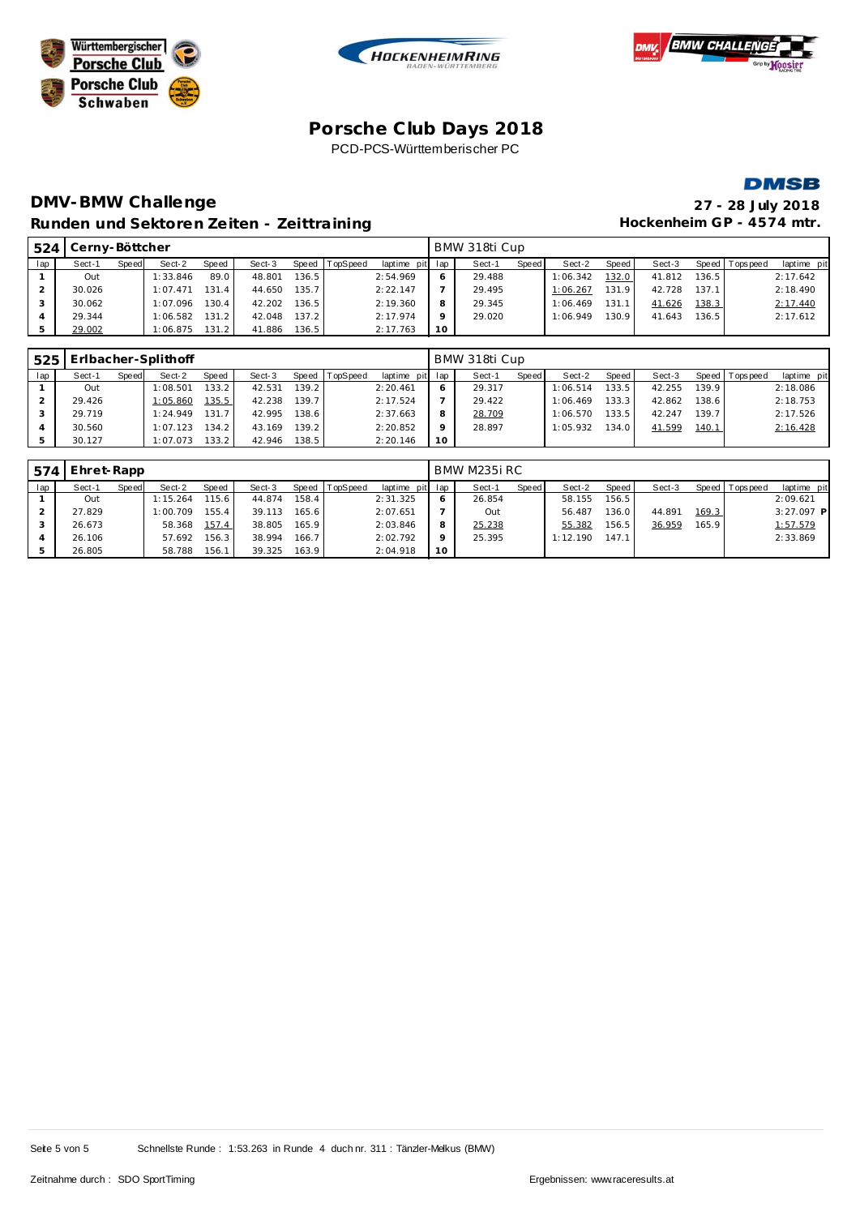# Porsche Club Days 2018

PCD-PCS-Württemberischer PC

## DMV-BMW Challenge

**27 - 28 July 2018**

### Runden und Sektoren Zeiten - Zeittraining

**Hockenheim GP - 4574 mtr.**

| 524 | Cerny-Böttcher | | | | | | | | BMW 318ti Cup | | | | | | | | |
|---|---|---|---|---|---|---|---|---|---|---|---|---|---|---|---|---|---|
| lap | Sect-1 | Speed | Sect-2 | Speed | Sect-3 | Speed | TopSpeed | laptime pit | lap | Sect-1 | Speed | Sect-2 | Speed | Sect-3 | Speed | Topspeed | laptime pit |
| 1 | Out | | 1:33.846 | 89.0 | 48.801 | 136.5 | | 2:54.969 | 6 | 29.488 | | 1:06.342 | 132.0 | 41.812 | 136.5 | | 2:17.642 |
| 2 | 30.026 | | 1:07.471 | 131.4 | 44.650 | 135.7 | | 2:22.147 | 7 | 29.495 | | 1:06.267 | 131.9 | 42.728 | 137.1 | | 2:18.490 |
| 3 | 30.062 | | 1:07.096 | 130.4 | 42.202 | 136.5 | | 2:19.360 | 8 | 29.345 | | 1:06.469 | 131.1 | 41.626 | 138.3 | | 2:17.440 |
| 4 | 29.344 | | 1:06.582 | 131.2 | 42.048 | 137.2 | | 2:17.974 | 9 | 29.020 | | 1:06.949 | 130.9 | 41.643 | 136.5 | | 2:17.612 |
| 5 | 29.002 | | 1:06.875 | 131.2 | 41.886 | 136.5 | | 2:17.763 | 10 | | | | | | | | |

| 525 | Erlbacher-Splithoff | | | | | | | | BMW 318ti Cup | | | | | | | | |
|---|---|---|---|---|---|---|---|---|---|---|---|---|---|---|---|---|---|
| lap | Sect-1 | Speed | Sect-2 | Speed | Sect-3 | Speed | TopSpeed | laptime pit | lap | Sect-1 | Speed | Sect-2 | Speed | Sect-3 | Speed | Topspeed | laptime pit |
| 1 | Out | | 1:08.501 | 133.2 | 42.531 | 139.2 | | 2:20.461 | 6 | 29.317 | | 1:06.514 | 133.5 | 42.255 | 139.9 | | 2:18.086 |
| 2 | 29.426 | | 1:05.860 | 135.5 | 42.238 | 139.7 | | 2:17.524 | 7 | 29.422 | | 1:06.469 | 133.3 | 42.862 | 138.6 | | 2:18.753 |
| 3 | 29.719 | | 1:24.949 | 131.7 | 42.995 | 138.6 | | 2:37.663 | 8 | 28.709 | | 1:06.570 | 133.5 | 42.247 | 139.7 | | 2:17.526 |
| 4 | 30.560 | | 1:07.123 | 134.2 | 43.169 | 139.2 | | 2:20.852 | 9 | 28.897 | | 1:05.932 | 134.0 | 41.599 | 140.1 | | 2:16.428 |
| 5 | 30.127 | | 1:07.073 | 133.2 | 42.946 | 138.5 | | 2:20.146 | 10 | | | | | | | | |

| 574 | Ehret-Rapp | | | | | | | | BMW M235i RC | | | | | | | | |
|---|---|---|---|---|---|---|---|---|---|---|---|---|---|---|---|---|---|
| lap | Sect-1 | Speed | Sect-2 | Speed | Sect-3 | Speed | TopSpeed | laptime pit | lap | Sect-1 | Speed | Sect-2 | Speed | Sect-3 | Speed | Topspeed | laptime pit |
| 1 | Out | | 1:15.264 | 115.6 | 44.874 | 158.4 | | 2:31.325 | 6 | 26.854 | | 58.155 | 156.5 | | | | 2:09.621 |
| 2 | 27.829 | | 1:00.709 | 155.4 | 39.113 | 165.6 | | 2:07.651 | 7 | Out | | 56.487 | 136.0 | 44.891 | 169.3 | | 3:27.097 P |
| 3 | 26.673 | | 58.368 | 157.4 | 38.805 | 165.9 | | 2:03.846 | 8 | 25.238 | | 55.382 | 156.5 | 36.959 | 165.9 | | 1:57.579 |
| 4 | 26.106 | | 57.692 | 156.3 | 38.994 | 166.7 | | 2:02.792 | 9 | 25.395 | | 1:12.190 | 147.1 | | | | 2:33.869 |
| 5 | 26.805 | | 58.788 | 156.1 | 39.325 | 163.9 | | 2:04.918 | 10 | | | | | | | | |

Schnellste Runde : 1:53.263 in Runde 4 duch nr. 311 : Tänzler-Melkus (BMW)

Zeitnahme durch : SDO SportTiming

Ergebnissen: www.raceresults.at